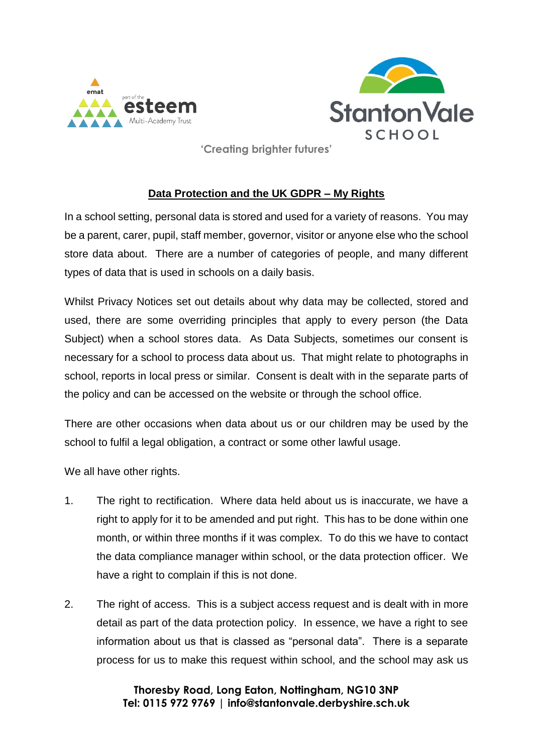'Creating brighter futures'

## Data Protection and the UK GDPR – My Rights

In a school setting, personal data is stored and used for a variety of reasons. You may be a parent, carer, pupil, staff member, governor, visitor or anyone else who the school store data about. There are a number of categories of people, and many different types of data that is used in schools on a daily basis.

Whilst Privacy Notices set out details about why data may be collected, stored and used, there are some overriding principles that apply to every person (the Data Subject) when a school stores data. As Data Subjects, sometimes our consent is necessary for a school to process data about us. That might relate to photographs in school, reports in local press or similar. Consent is dealt with in the separate parts of the policy and can be accessed on the website or through the school office.

There are other occasions when data about us or our children may be used by the school to fulfil a legal obligation, a contract or some other lawful usage.

We all have other rights.

1. The right to rectification. Where data held about us is inaccurate, we have a right to apply for it to be amended and put right. This has to be done within one month, or within three months if it was complex. To do this we have to contact the data compliance manager within school, or the data protection officer. We have a right to complain if this is not done.

2. The right of access. This is a subject access request and is dealt with in more detail as part of the data protection policy. In essence, we have a right to see information about us that is classed as "personal data". There is a separate process for us to make this request within school, and the school may ask us

Thoresby Road, Long Eaton, Nottingham, NG10 3NP
Tel: 0115 972 9769 | info@stantonvale.derbyshire.sch.uk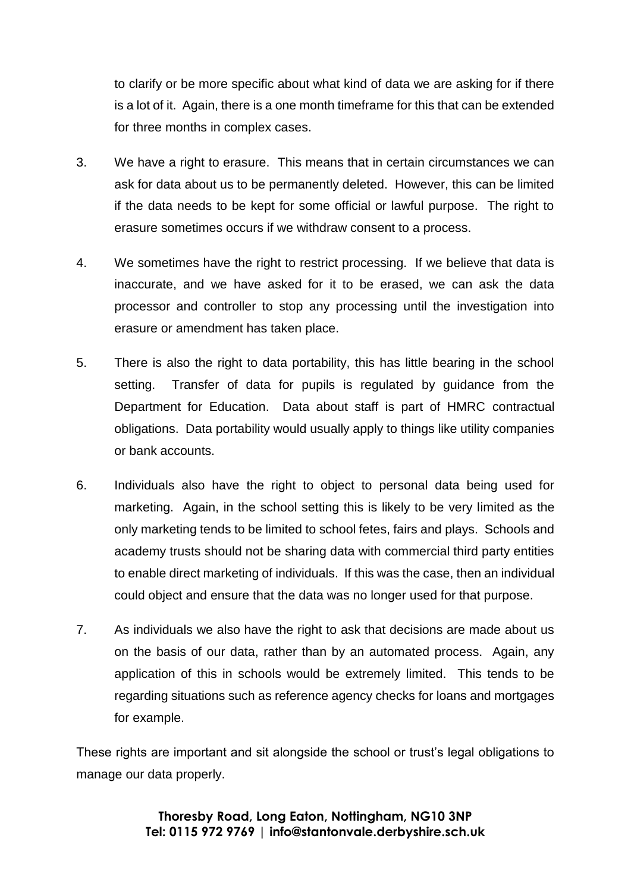to clarify or be more specific about what kind of data we are asking for if there is a lot of it. Again, there is a one month timeframe for this that can be extended for three months in complex cases.

3. We have a right to erasure. This means that in certain circumstances we can ask for data about us to be permanently deleted. However, this can be limited if the data needs to be kept for some official or lawful purpose. The right to erasure sometimes occurs if we withdraw consent to a process.

4. We sometimes have the right to restrict processing. If we believe that data is inaccurate, and we have asked for it to be erased, we can ask the data processor and controller to stop any processing until the investigation into erasure or amendment has taken place.

5. There is also the right to data portability, this has little bearing in the school setting. Transfer of data for pupils is regulated by guidance from the Department for Education. Data about staff is part of HMRC contractual obligations. Data portability would usually apply to things like utility companies or bank accounts.

6. Individuals also have the right to object to personal data being used for marketing. Again, in the school setting this is likely to be very limited as the only marketing tends to be limited to school fetes, fairs and plays. Schools and academy trusts should not be sharing data with commercial third party entities to enable direct marketing of individuals. If this was the case, then an individual could object and ensure that the data was no longer used for that purpose.

7. As individuals we also have the right to ask that decisions are made about us on the basis of our data, rather than by an automated process. Again, any application of this in schools would be extremely limited. This tends to be regarding situations such as reference agency checks for loans and mortgages for example.

These rights are important and sit alongside the school or trust's legal obligations to manage our data properly.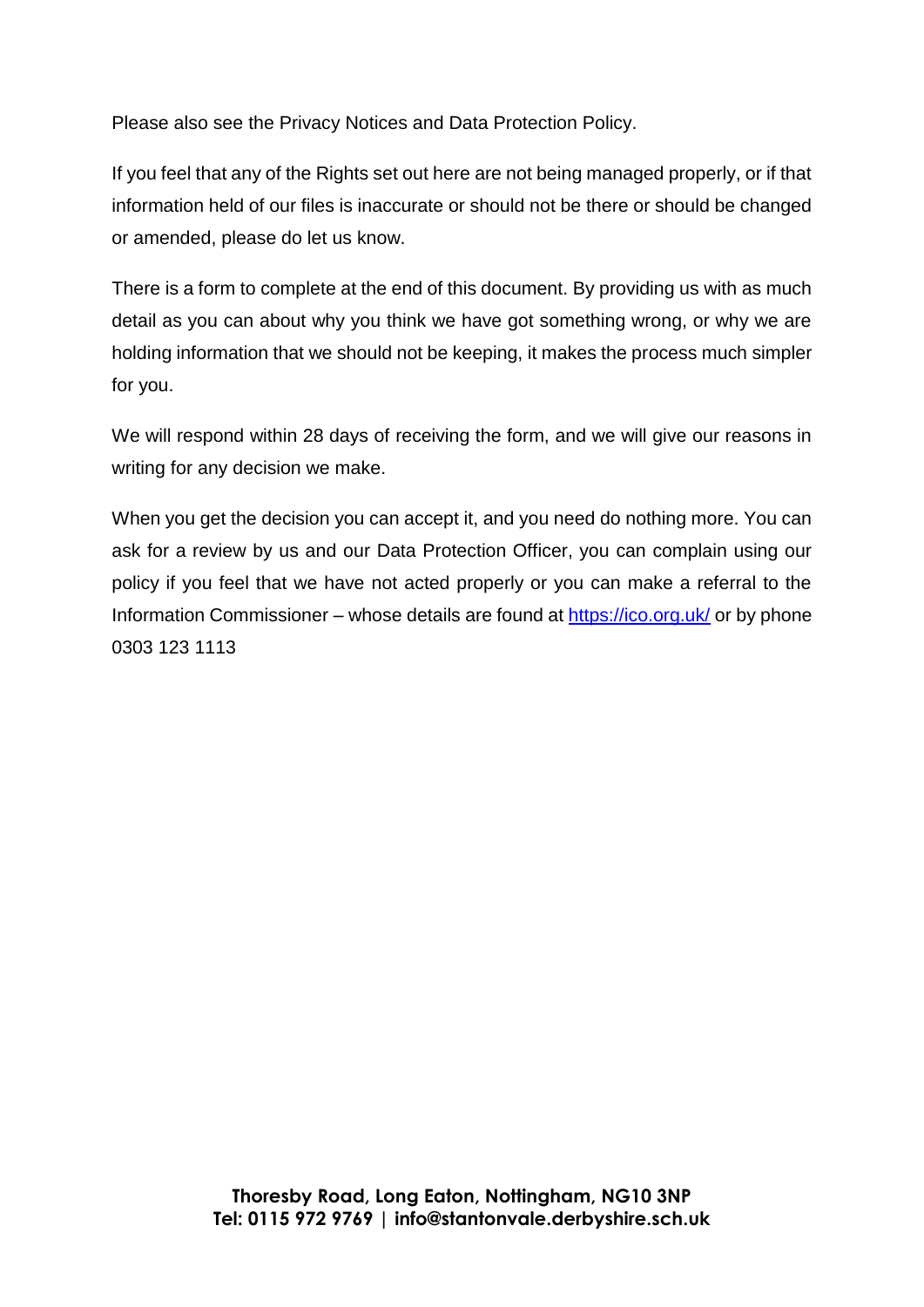Please also see the Privacy Notices and Data Protection Policy.

If you feel that any of the Rights set out here are not being managed properly, or if that information held of our files is inaccurate or should not be there or should be changed or amended, please do let us know.

There is a form to complete at the end of this document. By providing us with as much detail as you can about why you think we have got something wrong, or why we are holding information that we should not be keeping, it makes the process much simpler for you.

We will respond within 28 days of receiving the form, and we will give our reasons in writing for any decision we make.

When you get the decision you can accept it, and you need do nothing more. You can ask for a review by us and our Data Protection Officer, you can complain using our policy if you feel that we have not acted properly or you can make a referral to the Information Commissioner – whose details are found at https://ico.org.uk/ or by phone 0303 123 1113